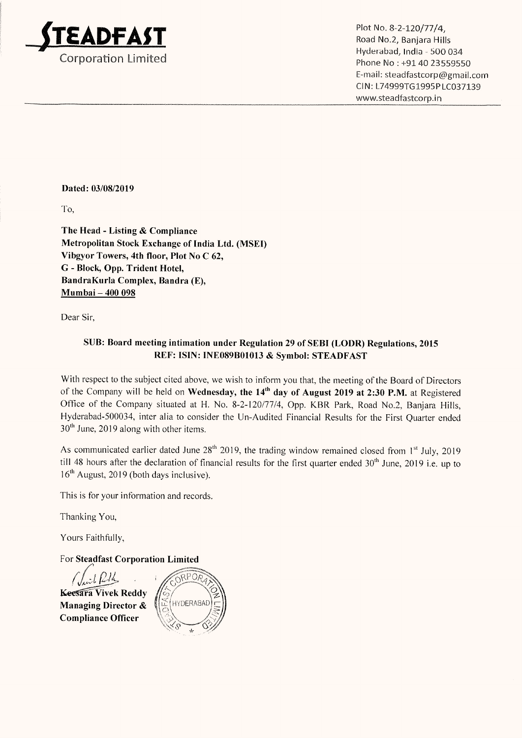**STEADFAST**
Corporation Limited

Plot No. 8-2-120/77/4,
Road No.2, Banjara Hills
Hyderabad, India - 500 034
Phone No : +91 40 23559550
E-mail: steadfastcorp@gmail.com
CIN: L74999TG1995PLC037139
www.steadfastcorp.in

**Dated: 03/08/2019**

To,

**The Head - Listing & Compliance**
**Metropolitan Stock Exchange of India Ltd. (MSEI)**
**Vibgyor Towers, 4th floor, Plot No C 62,**
**G - Block, Opp. Trident Hotel,**
**BandraKurla Complex, Bandra (E),**
**Mumbai – 400 098**

Dear Sir,

**SUB: Board meeting intimation under Regulation 29 of SEBI (LODR) Regulations, 2015**
**REF: ISIN: INE089B01013 & Symbol: STEADFAST**

With respect to the subject cited above, we wish to inform you that, the meeting of the Board of Directors of the Company will be held on **Wednesday, the 14th day of August 2019 at 2:30 P.M.** at Registered Office of the Company situated at H. No. 8-2-120/77/4, Opp. KBR Park, Road No.2, Banjara Hills, Hyderabad-500034, inter alia to consider the Un-Audited Financial Results for the First Quarter ended 30th June, 2019 along with other items.

As communicated earlier dated June 28th 2019, the trading window remained closed from 1st July, 2019 till 48 hours after the declaration of financial results for the first quarter ended 30th June, 2019 i.e. up to 16th August, 2019 (both days inclusive).

This is for your information and records.

Thanking You,

Yours Faithfully,

For **Steadfast Corporation Limited**

**Keesara Vivek Reddy**
**Managing Director &**
**Compliance Officer**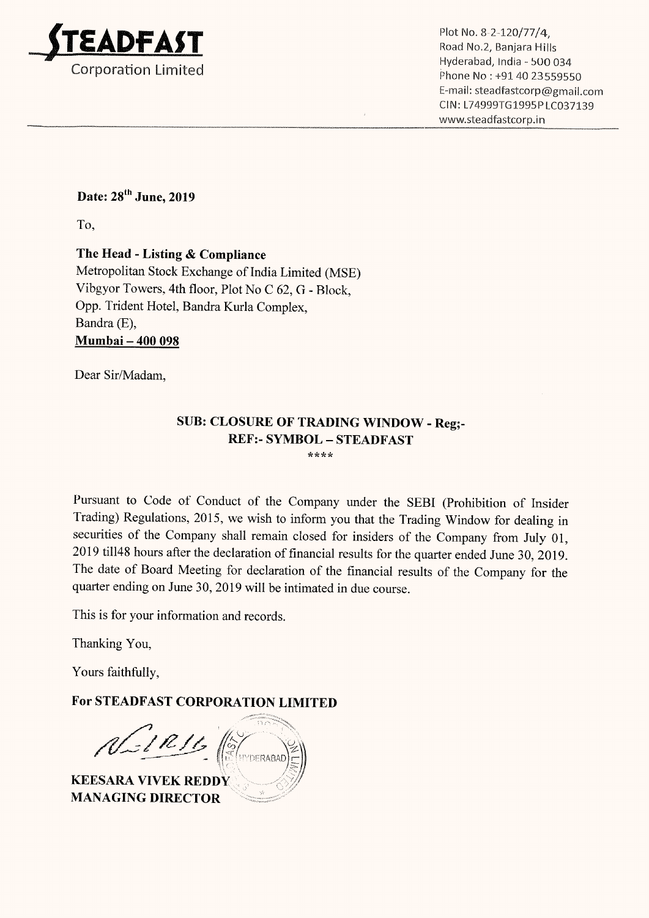**STEADFAST**
Corporation Limited

Plot No. 8-2-120/77/4,
Road No.2, Banjara Hills
Hyderabad, India - 500 034
Phone No : +91 40 23559550
E-mail: steadfastcorp@gmail.com
CIN: L74999TG1995PLC037139
www.steadfastcorp.in

**Date: 28th June, 2019**

To,

**The Head - Listing & Compliance**
Metropolitan Stock Exchange of India Limited (MSE)
Vibgyor Towers, 4th floor, Plot No C 62, G - Block,
Opp. Trident Hotel, Bandra Kurla Complex,
Bandra (E),
**Mumbai – 400 098**

Dear Sir/Madam,

**SUB: CLOSURE OF TRADING WINDOW - Reg;-**
**REF:- SYMBOL – STEADFAST**
****

Pursuant to Code of Conduct of the Company under the SEBI (Prohibition of Insider Trading) Regulations, 2015, we wish to inform you that the Trading Window for dealing in securities of the Company shall remain closed for insiders of the Company from July 01, 2019 till48 hours after the declaration of financial results for the quarter ended June 30, 2019. The date of Board Meeting for declaration of the financial results of the Company for the quarter ending on June 30, 2019 will be intimated in due course.

This is for your information and records.

Thanking You,

Yours faithfully,

**For STEADFAST CORPORATION LIMITED**

**KEESARA VIVEK REDDY**
**MANAGING DIRECTOR**